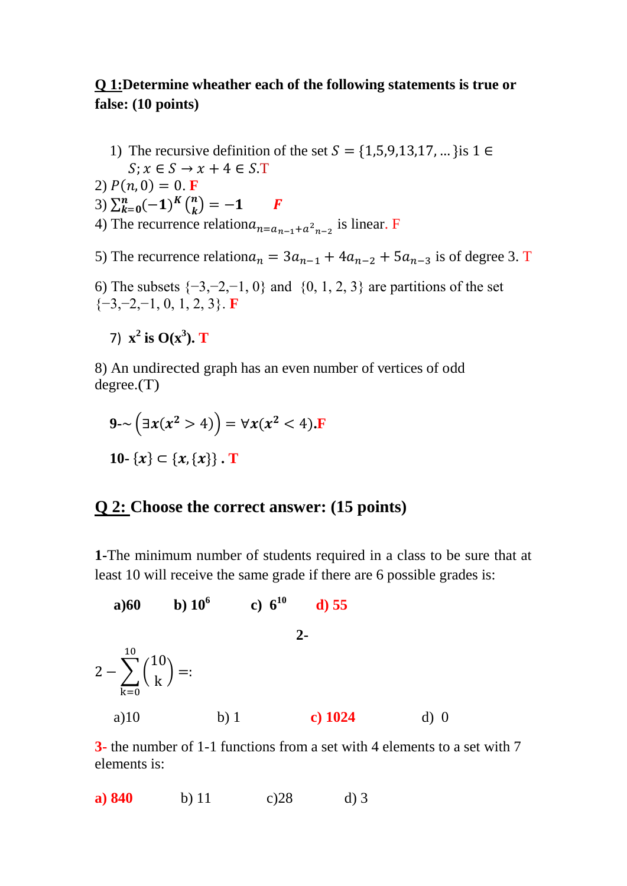**Q 1:Determine wheather each of the following statements is true or false: (10 points)**

1) The recursive definition of the set $S = \{1,5,9,13,17,...\}$is $1 \in S; x \in S \rightarrow x + 4 \in S$.T

2) $P(n, 0) = 0$. **F**

3) $\sum_{k=0}^{n}(-1)^{K}\binom{n}{k} = -1$ ***F***

4) The recurrence relation$a_{n=a_{n-1}+a^2{}_{n-2}}$ is linear. F

5) The recurrence relation$a_n = 3a_{n-1} + 4a_{n-2} + 5a_{n-3}$ is of degree 3. T

6) The subsets $\{-3,-2,-1, 0\}$ and $\{0, 1, 2, 3\}$ are partitions of the set $\{-3,-2,-1, 0, 1, 2, 3\}$. **F**

7) **$x^2$ is O($x^3$). T**

8) An undirected graph has an even number of vertices of odd degree.(T)

**9-**$\sim\left(\exists x(x^2 > 4)\right) = \forall x(x^2 < 4)$.**F**

**10-** $\{x\} \subset \{x, \{x\}\}$ **. T**

## Q 2: Choose the correct answer: (15 points)

**1**-The minimum number of students required in a class to be sure that at least 10 will receive the same grade if there are 6 possible grades is:

**a)60** **b) $10^6$** **c) $6^{10}$** **d) 55**

**2-**

$$2 - \sum_{k=0}^{10}\binom{10}{k} =:$$

a)10 b) 1 **c) 1024** d) 0

3- the number of 1-1 functions from a set with 4 elements to a set with 7 elements is:

**a) 840** b) 11 c)28 d) 3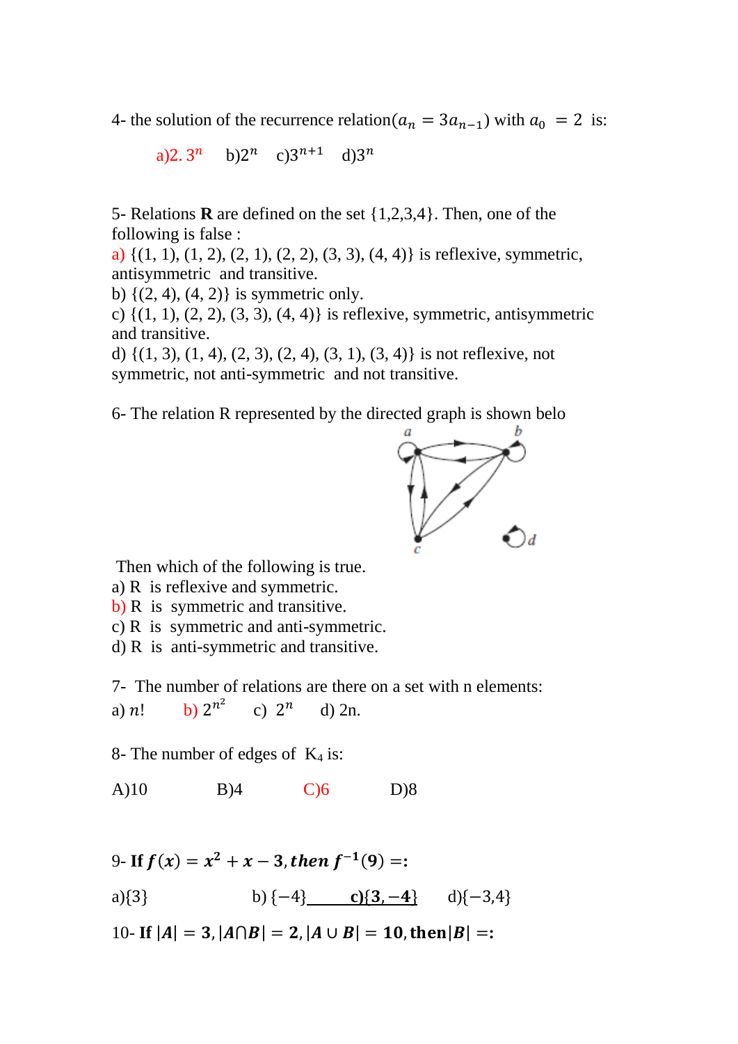4- the solution of the recurrence relation($a_n = 3a_{n-1}$) with $a_0 = 2$ is:

a)$2.3^n$ b)$2^n$ c)$3^{n+1}$ d)$3^n$

5- Relations **R** are defined on the set {1,2,3,4}. Then, one of the following is false :

a) {(1, 1), (1, 2), (2, 1), (2, 2), (3, 3), (4, 4)} is reflexive, symmetric, antisymmetric and transitive.

b) {(2, 4), (4, 2)} is symmetric only.

c) {(1, 1), (2, 2), (3, 3), (4, 4)} is reflexive, symmetric, antisymmetric and transitive.

d) {(1, 3), (1, 4), (2, 3), (2, 4), (3, 1), (3, 4)} is not reflexive, not symmetric, not anti-symmetric and not transitive.

6- The relation R represented by the directed graph is shown belo

Then which of the following is true.

a) R is reflexive and symmetric.

b) R is symmetric and transitive.

c) R is symmetric and anti-symmetric.

d) R is anti-symmetric and transitive.

7- The number of relations are there on a set with n elements:

a) $n!$ b) $2^{n^2}$ c) $2^n$ d) 2n.

8- The number of edges of $K_4$ is:

A)10 B)4 C)6 D)8

9- **If $f(x) = x^2 + x - 3$, then $f^{-1}(9) =$:**

a){3} b) {−4} **c){3, −4}** d){−3,4}

10- **If $|A| = 3, |A \cap B| = 2, |A \cup B| = 10$, then $|B| =$:**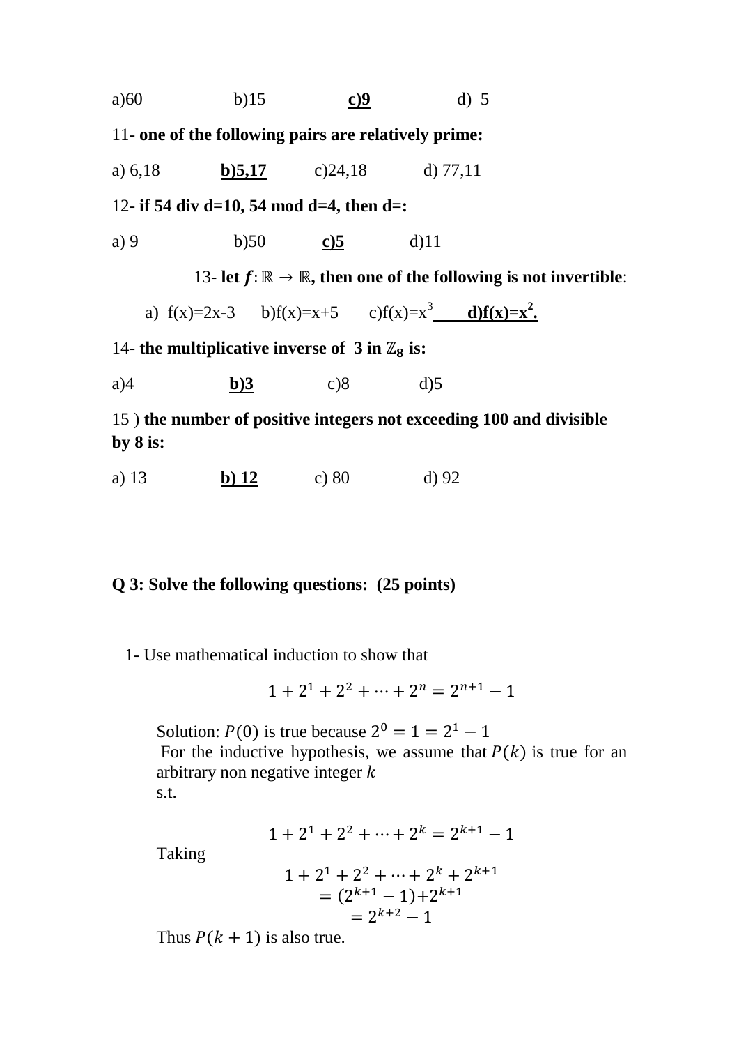a)60 b)15 **c)9** d) 5

11- **one of the following pairs are relatively prime:**

a) 6,18 **b)5,17** c)24,18 d) 77,11

12- **if 54 div d=10, 54 mod d=4, then d=:**

a) 9 b)50 **c)5** d)11

13- **let $f: \mathbb{R} \to \mathbb{R}$, then one of the following is not invertible**:

a) f(x)=2x-3 b)f(x)=x+5 c)f(x)=$x^3$ **d)f(x)=$x^2$.**

14- **the multiplicative inverse of 3 in $\mathbb{Z}_8$ is:**

a)4 **b)3** c)8 d)5

15 ) **the number of positive integers not exceeding 100 and divisible by 8 is:**

a) 13 **b) 12** c) 80 d) 92

**Q 3: Solve the following questions: (25 points)**

1- Use mathematical induction to show that

$$1 + 2^1 + 2^2 + \cdots + 2^n = 2^{n+1} - 1$$

Solution: $P(0)$ is true because $2^0 = 1 = 2^1 - 1$

For the inductive hypothesis, we assume that $P(k)$ is true for an arbitrary non negative integer $k$

s.t.

$$1 + 2^1 + 2^2 + \cdots + 2^k = 2^{k+1} - 1$$

Taking

$$1 + 2^1 + 2^2 + \cdots + 2^k + 2^{k+1}$$
$$= (2^{k+1} - 1) + 2^{k+1}$$
$$= 2^{k+2} - 1$$

Thus $P(k+1)$ is also true.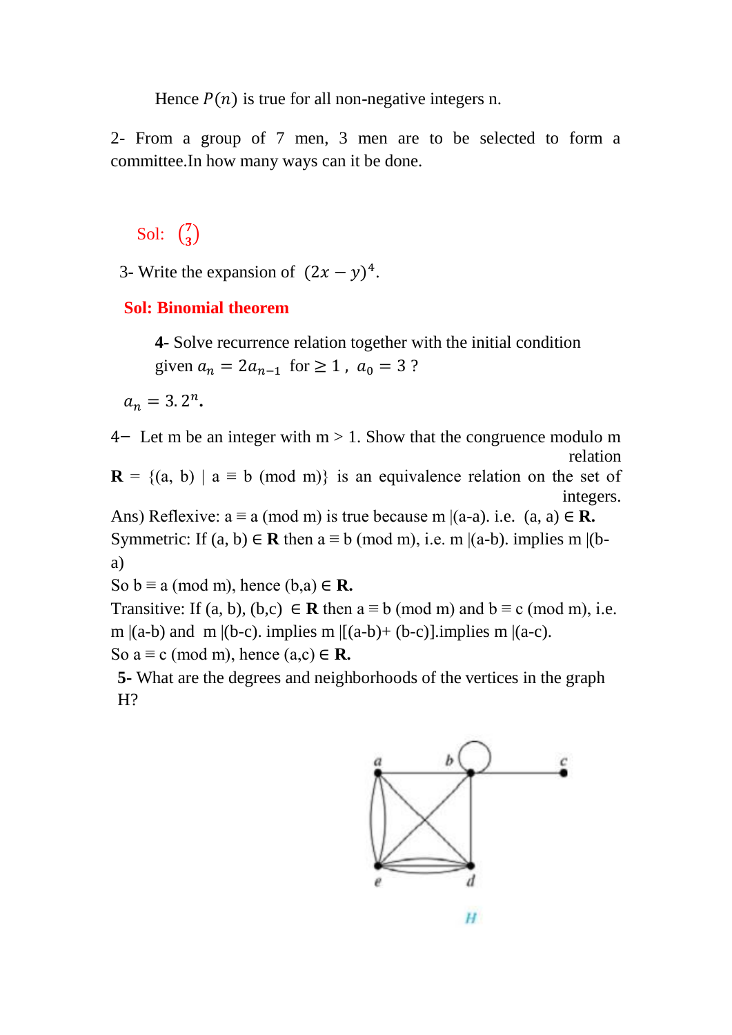Hence $P(n)$ is true for all non-negative integers n.

2- From a group of 7 men, 3 men are to be selected to form a committee.In how many ways can it be done.

Sol: $\binom{7}{3}$

3- Write the expansion of $(2x - y)^4$.

**Sol: Binomial theorem**

**4-** Solve recurrence relation together with the initial condition given $a_n = 2a_{n-1}$ for $\geq 1$ , $a_0 = 3$ ?

$a_n = 3.2^n$.

4− Let m be an integer with m > 1. Show that the congruence modulo m relation

**R** = {(a, b) | a ≡ b (mod m)} is an equivalence relation on the set of integers.

Ans) Reflexive: a ≡ a (mod m) is true because m |(a-a). i.e. (a, a) ∈ **R.**

Symmetric: If (a, b) ∈ **R** then a ≡ b (mod m), i.e. m |(a-b). implies m |(b-a)

So b ≡ a (mod m), hence (b,a) ∈ **R.**

Transitive: If (a, b), (b,c) ∈ **R** then a ≡ b (mod m) and b ≡ c (mod m), i.e. m |(a-b) and m |(b-c). implies m |[(a-b)+ (b-c)].implies m |(a-c).

So a ≡ c (mod m), hence (a,c) ∈ **R.**

**5-** What are the degrees and neighborhoods of the vertices in the graph H?

H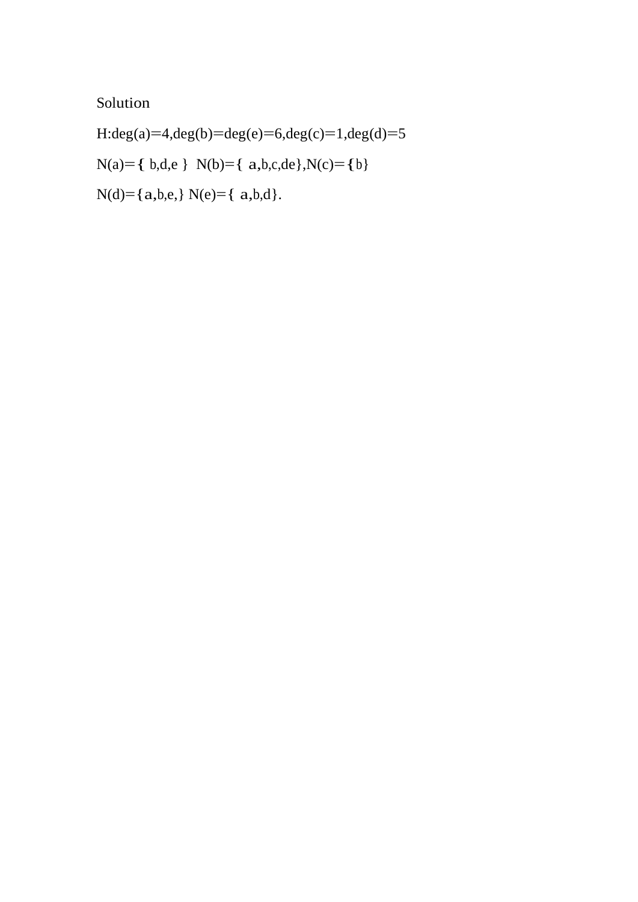Solution

H:deg(a)=4,deg(b)=deg(e)=6,deg(c)=1,deg(d)=5

N(a)={ b,d,e } N(b)={ a,b,c,de},N(c)={b}

N(d)={a,b,e,} N(e)={ a,b,d}.